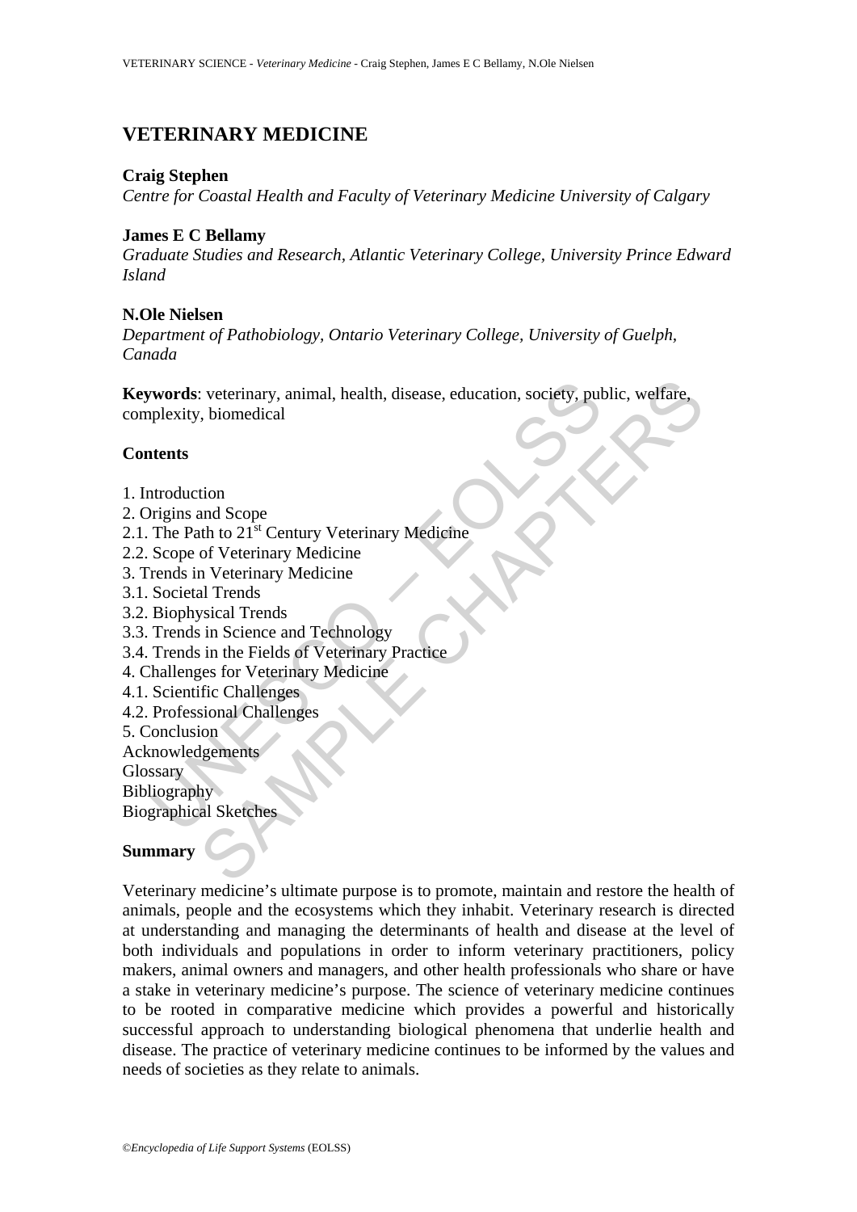# VETERINARY MEDICINE

**Craig Stephen**

*Centre for Coastal Health and Faculty of Veterinary Medicine University of Calgary*

**James E C Bellamy**

*Graduate Studies and Research, Atlantic Veterinary College, University Prince Edward Island*

**N.Ole Nielsen**

*Department of Pathobiology, Ontario Veterinary College, University of Guelph, Canada*

**Keywords**: veterinary, animal, health, disease, education, society, public, welfare, complexity, biomedical

**Contents**

1. Introduction
2. Origins and Scope
2.1. The Path to 21st Century Veterinary Medicine
2.2. Scope of Veterinary Medicine
3. Trends in Veterinary Medicine
3.1. Societal Trends
3.2. Biophysical Trends
3.3. Trends in Science and Technology
3.4. Trends in the Fields of Veterinary Practice
4. Challenges for Veterinary Medicine
4.1. Scientific Challenges
4.2. Professional Challenges
5. Conclusion

Acknowledgements
Glossary
Bibliography
Biographical Sketches

**Summary**

Veterinary medicine's ultimate purpose is to promote, maintain and restore the health of animals, people and the ecosystems which they inhabit. Veterinary research is directed at understanding and managing the determinants of health and disease at the level of both individuals and populations in order to inform veterinary practitioners, policy makers, animal owners and managers, and other health professionals who share or have a stake in veterinary medicine's purpose. The science of veterinary medicine continues to be rooted in comparative medicine which provides a powerful and historically successful approach to understanding biological phenomena that underlie health and disease. The practice of veterinary medicine continues to be informed by the values and needs of societies as they relate to animals.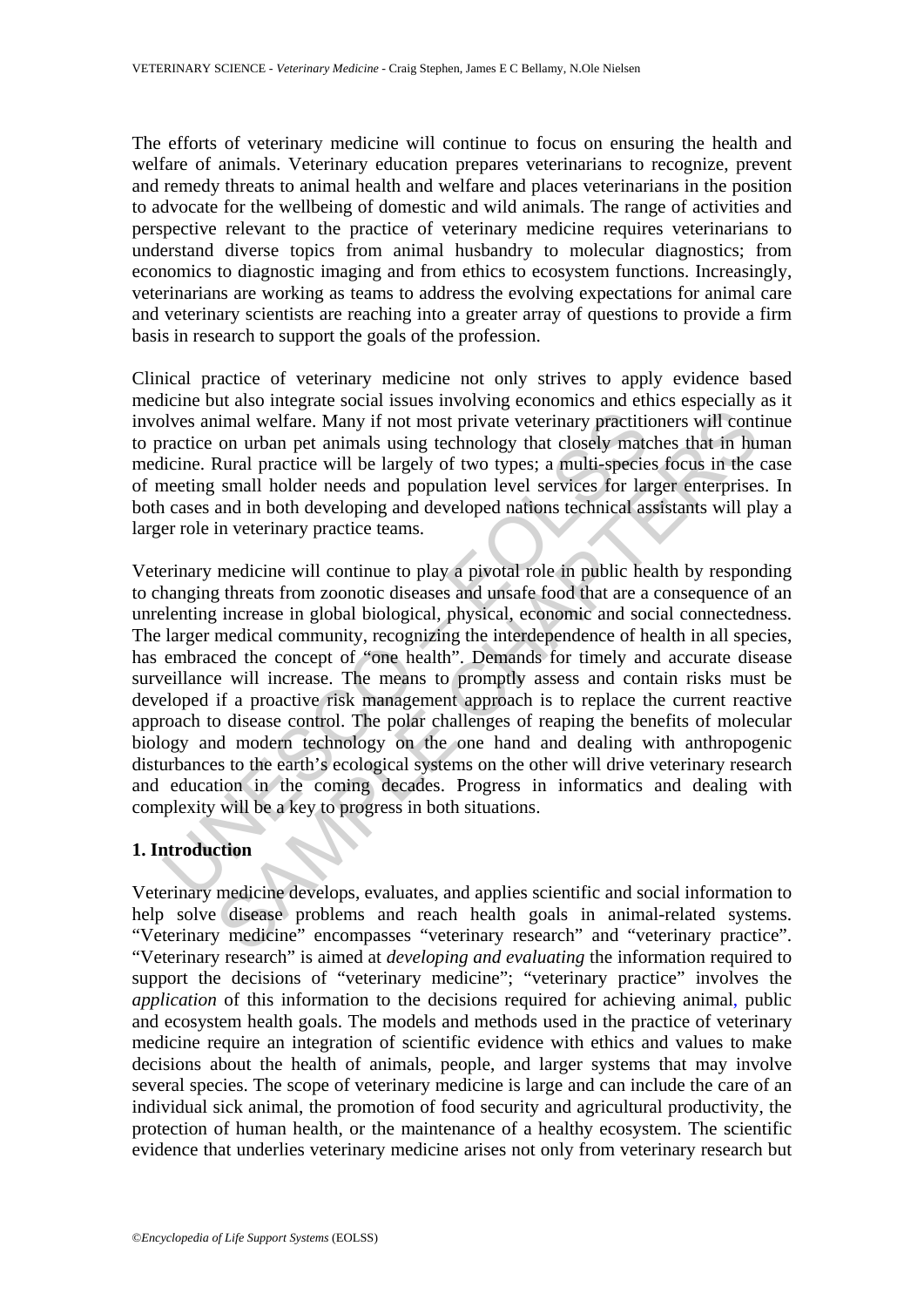The efforts of veterinary medicine will continue to focus on ensuring the health and welfare of animals. Veterinary education prepares veterinarians to recognize, prevent and remedy threats to animal health and welfare and places veterinarians in the position to advocate for the wellbeing of domestic and wild animals. The range of activities and perspective relevant to the practice of veterinary medicine requires veterinarians to understand diverse topics from animal husbandry to molecular diagnostics; from economics to diagnostic imaging and from ethics to ecosystem functions. Increasingly, veterinarians are working as teams to address the evolving expectations for animal care and veterinary scientists are reaching into a greater array of questions to provide a firm basis in research to support the goals of the profession.

Clinical practice of veterinary medicine not only strives to apply evidence based medicine but also integrate social issues involving economics and ethics especially as it involves animal welfare. Many if not most private veterinary practitioners will continue to practice on urban pet animals using technology that closely matches that in human medicine. Rural practice will be largely of two types; a multi-species focus in the case of meeting small holder needs and population level services for larger enterprises. In both cases and in both developing and developed nations technical assistants will play a larger role in veterinary practice teams.

Veterinary medicine will continue to play a pivotal role in public health by responding to changing threats from zoonotic diseases and unsafe food that are a consequence of an unrelenting increase in global biological, physical, economic and social connectedness. The larger medical community, recognizing the interdependence of health in all species, has embraced the concept of "one health". Demands for timely and accurate disease surveillance will increase. The means to promptly assess and contain risks must be developed if a proactive risk management approach is to replace the current reactive approach to disease control. The polar challenges of reaping the benefits of molecular biology and modern technology on the one hand and dealing with anthropogenic disturbances to the earth's ecological systems on the other will drive veterinary research and education in the coming decades. Progress in informatics and dealing with complexity will be a key to progress in both situations.

## 1. Introduction

Veterinary medicine develops, evaluates, and applies scientific and social information to help solve disease problems and reach health goals in animal-related systems. "Veterinary medicine" encompasses "veterinary research" and "veterinary practice". "Veterinary research" is aimed at *developing and evaluating* the information required to support the decisions of "veterinary medicine"; "veterinary practice" involves the *application* of this information to the decisions required for achieving animal, public and ecosystem health goals. The models and methods used in the practice of veterinary medicine require an integration of scientific evidence with ethics and values to make decisions about the health of animals, people, and larger systems that may involve several species. The scope of veterinary medicine is large and can include the care of an individual sick animal, the promotion of food security and agricultural productivity, the protection of human health, or the maintenance of a healthy ecosystem. The scientific evidence that underlies veterinary medicine arises not only from veterinary research but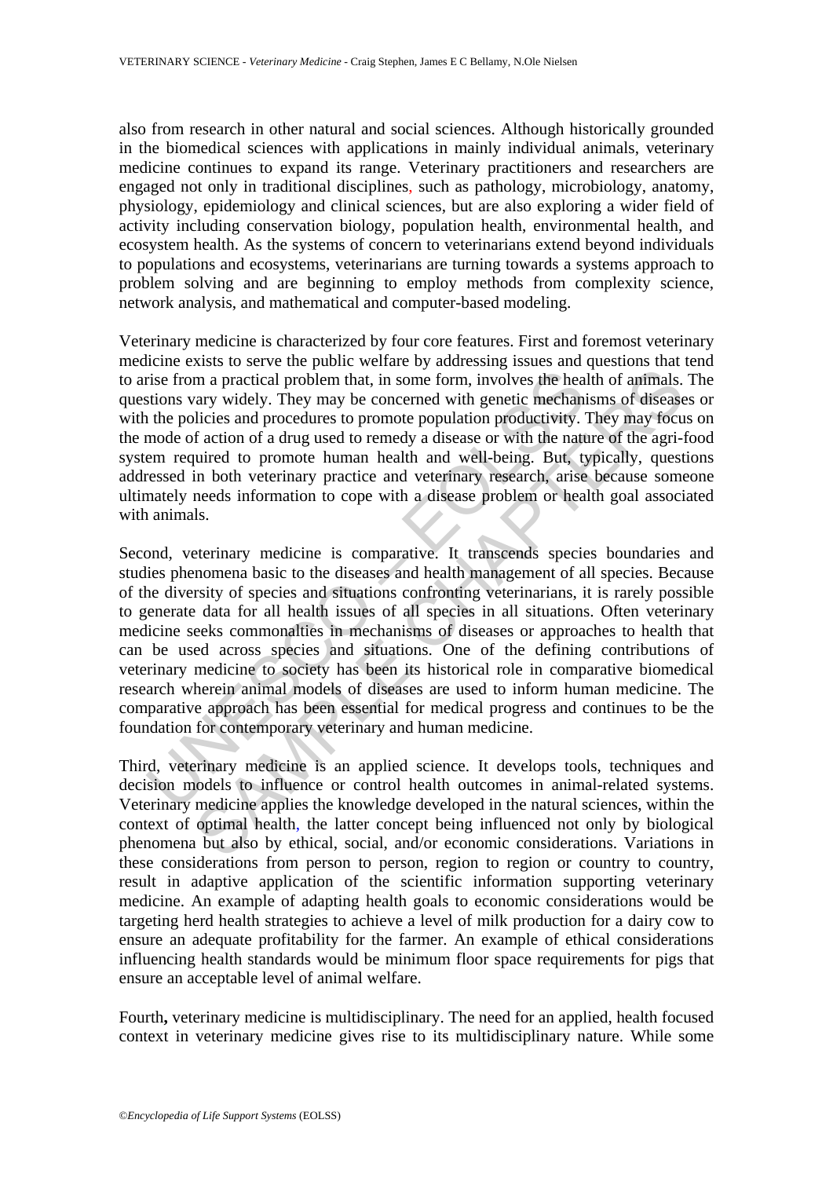also from research in other natural and social sciences. Although historically grounded in the biomedical sciences with applications in mainly individual animals, veterinary medicine continues to expand its range. Veterinary practitioners and researchers are engaged not only in traditional disciplines, such as pathology, microbiology, anatomy, physiology, epidemiology and clinical sciences, but are also exploring a wider field of activity including conservation biology, population health, environmental health, and ecosystem health. As the systems of concern to veterinarians extend beyond individuals to populations and ecosystems, veterinarians are turning towards a systems approach to problem solving and are beginning to employ methods from complexity science, network analysis, and mathematical and computer-based modeling.

Veterinary medicine is characterized by four core features. First and foremost veterinary medicine exists to serve the public welfare by addressing issues and questions that tend to arise from a practical problem that, in some form, involves the health of animals. The questions vary widely. They may be concerned with genetic mechanisms of diseases or with the policies and procedures to promote population productivity. They may focus on the mode of action of a drug used to remedy a disease or with the nature of the agri-food system required to promote human health and well-being. But, typically, questions addressed in both veterinary practice and veterinary research, arise because someone ultimately needs information to cope with a disease problem or health goal associated with animals.

Second, veterinary medicine is comparative. It transcends species boundaries and studies phenomena basic to the diseases and health management of all species. Because of the diversity of species and situations confronting veterinarians, it is rarely possible to generate data for all health issues of all species in all situations. Often veterinary medicine seeks commonalties in mechanisms of diseases or approaches to health that can be used across species and situations. One of the defining contributions of veterinary medicine to society has been its historical role in comparative biomedical research wherein animal models of diseases are used to inform human medicine. The comparative approach has been essential for medical progress and continues to be the foundation for contemporary veterinary and human medicine.

Third, veterinary medicine is an applied science. It develops tools, techniques and decision models to influence or control health outcomes in animal-related systems. Veterinary medicine applies the knowledge developed in the natural sciences, within the context of optimal health, the latter concept being influenced not only by biological phenomena but also by ethical, social, and/or economic considerations. Variations in these considerations from person to person, region to region or country to country, result in adaptive application of the scientific information supporting veterinary medicine. An example of adapting health goals to economic considerations would be targeting herd health strategies to achieve a level of milk production for a dairy cow to ensure an adequate profitability for the farmer. An example of ethical considerations influencing health standards would be minimum floor space requirements for pigs that ensure an acceptable level of animal welfare.

Fourth**,** veterinary medicine is multidisciplinary. The need for an applied, health focused context in veterinary medicine gives rise to its multidisciplinary nature. While some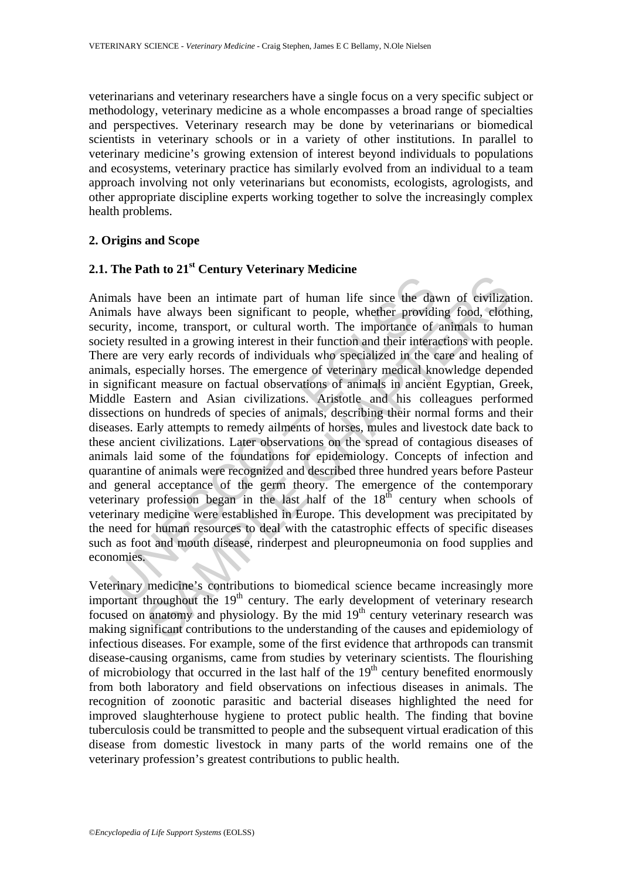veterinarians and veterinary researchers have a single focus on a very specific subject or methodology, veterinary medicine as a whole encompasses a broad range of specialties and perspectives. Veterinary research may be done by veterinarians or biomedical scientists in veterinary schools or in a variety of other institutions. In parallel to veterinary medicine's growing extension of interest beyond individuals to populations and ecosystems, veterinary practice has similarly evolved from an individual to a team approach involving not only veterinarians but economists, ecologists, agrologists, and other appropriate discipline experts working together to solve the increasingly complex health problems.

## 2. Origins and Scope

### 2.1. The Path to 21st Century Veterinary Medicine

Animals have been an intimate part of human life since the dawn of civilization. Animals have always been significant to people, whether providing food, clothing, security, income, transport, or cultural worth. The importance of animals to human society resulted in a growing interest in their function and their interactions with people. There are very early records of individuals who specialized in the care and healing of animals, especially horses. The emergence of veterinary medical knowledge depended in significant measure on factual observations of animals in ancient Egyptian, Greek, Middle Eastern and Asian civilizations. Aristotle and his colleagues performed dissections on hundreds of species of animals, describing their normal forms and their diseases. Early attempts to remedy ailments of horses, mules and livestock date back to these ancient civilizations. Later observations on the spread of contagious diseases of animals laid some of the foundations for epidemiology. Concepts of infection and quarantine of animals were recognized and described three hundred years before Pasteur and general acceptance of the germ theory. The emergence of the contemporary veterinary profession began in the last half of the 18th century when schools of veterinary medicine were established in Europe. This development was precipitated by the need for human resources to deal with the catastrophic effects of specific diseases such as foot and mouth disease, rinderpest and pleuropneumonia on food supplies and economies.

Veterinary medicine's contributions to biomedical science became increasingly more important throughout the 19th century. The early development of veterinary research focused on anatomy and physiology. By the mid 19th century veterinary research was making significant contributions to the understanding of the causes and epidemiology of infectious diseases. For example, some of the first evidence that arthropods can transmit disease-causing organisms, came from studies by veterinary scientists. The flourishing of microbiology that occurred in the last half of the 19th century benefited enormously from both laboratory and field observations on infectious diseases in animals. The recognition of zoonotic parasitic and bacterial diseases highlighted the need for improved slaughterhouse hygiene to protect public health. The finding that bovine tuberculosis could be transmitted to people and the subsequent virtual eradication of this disease from domestic livestock in many parts of the world remains one of the veterinary profession's greatest contributions to public health.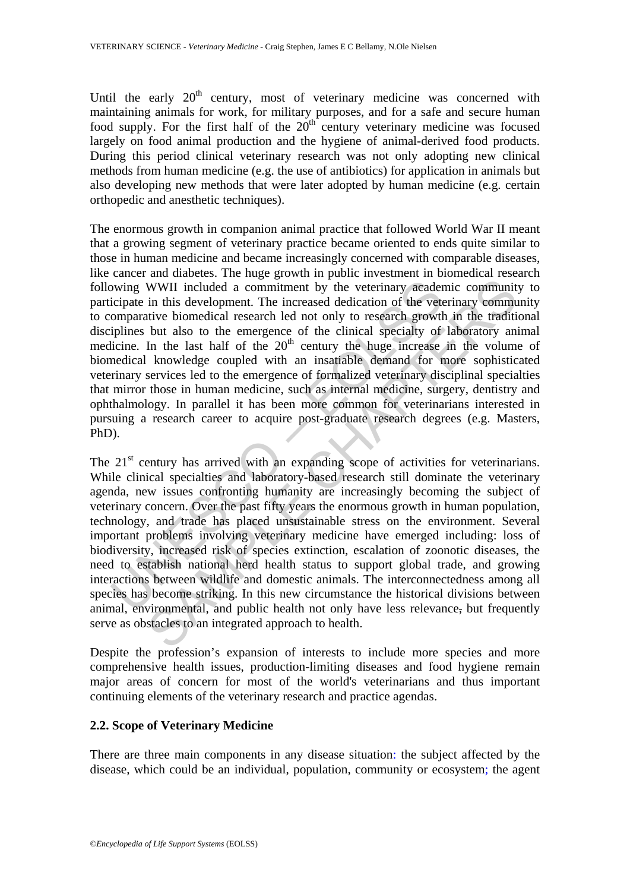Until the early 20th century, most of veterinary medicine was concerned with maintaining animals for work, for military purposes, and for a safe and secure human food supply. For the first half of the 20th century veterinary medicine was focused largely on food animal production and the hygiene of animal-derived food products. During this period clinical veterinary research was not only adopting new clinical methods from human medicine (e.g. the use of antibiotics) for application in animals but also developing new methods that were later adopted by human medicine (e.g. certain orthopedic and anesthetic techniques).

The enormous growth in companion animal practice that followed World War II meant that a growing segment of veterinary practice became oriented to ends quite similar to those in human medicine and became increasingly concerned with comparable diseases, like cancer and diabetes. The huge growth in public investment in biomedical research following WWII included a commitment by the veterinary academic community to participate in this development. The increased dedication of the veterinary community to comparative biomedical research led not only to research growth in the traditional disciplines but also to the emergence of the clinical specialty of laboratory animal medicine. In the last half of the 20th century the huge increase in the volume of biomedical knowledge coupled with an insatiable demand for more sophisticated veterinary services led to the emergence of formalized veterinary disciplinal specialties that mirror those in human medicine, such as internal medicine, surgery, dentistry and ophthalmology. In parallel it has been more common for veterinarians interested in pursuing a research career to acquire post-graduate research degrees (e.g. Masters, PhD).

The 21st century has arrived with an expanding scope of activities for veterinarians. While clinical specialties and laboratory-based research still dominate the veterinary agenda, new issues confronting humanity are increasingly becoming the subject of veterinary concern. Over the past fifty years the enormous growth in human population, technology, and trade has placed unsustainable stress on the environment. Several important problems involving veterinary medicine have emerged including: loss of biodiversity, increased risk of species extinction, escalation of zoonotic diseases, the need to establish national herd health status to support global trade, and growing interactions between wildlife and domestic animals. The interconnectedness among all species has become striking. In this new circumstance the historical divisions between animal, environmental, and public health not only have less relevance, but frequently serve as obstacles to an integrated approach to health.

Despite the profession's expansion of interests to include more species and more comprehensive health issues, production-limiting diseases and food hygiene remain major areas of concern for most of the world's veterinarians and thus important continuing elements of the veterinary research and practice agendas.

### 2.2. Scope of Veterinary Medicine

There are three main components in any disease situation: the subject affected by the disease, which could be an individual, population, community or ecosystem; the agent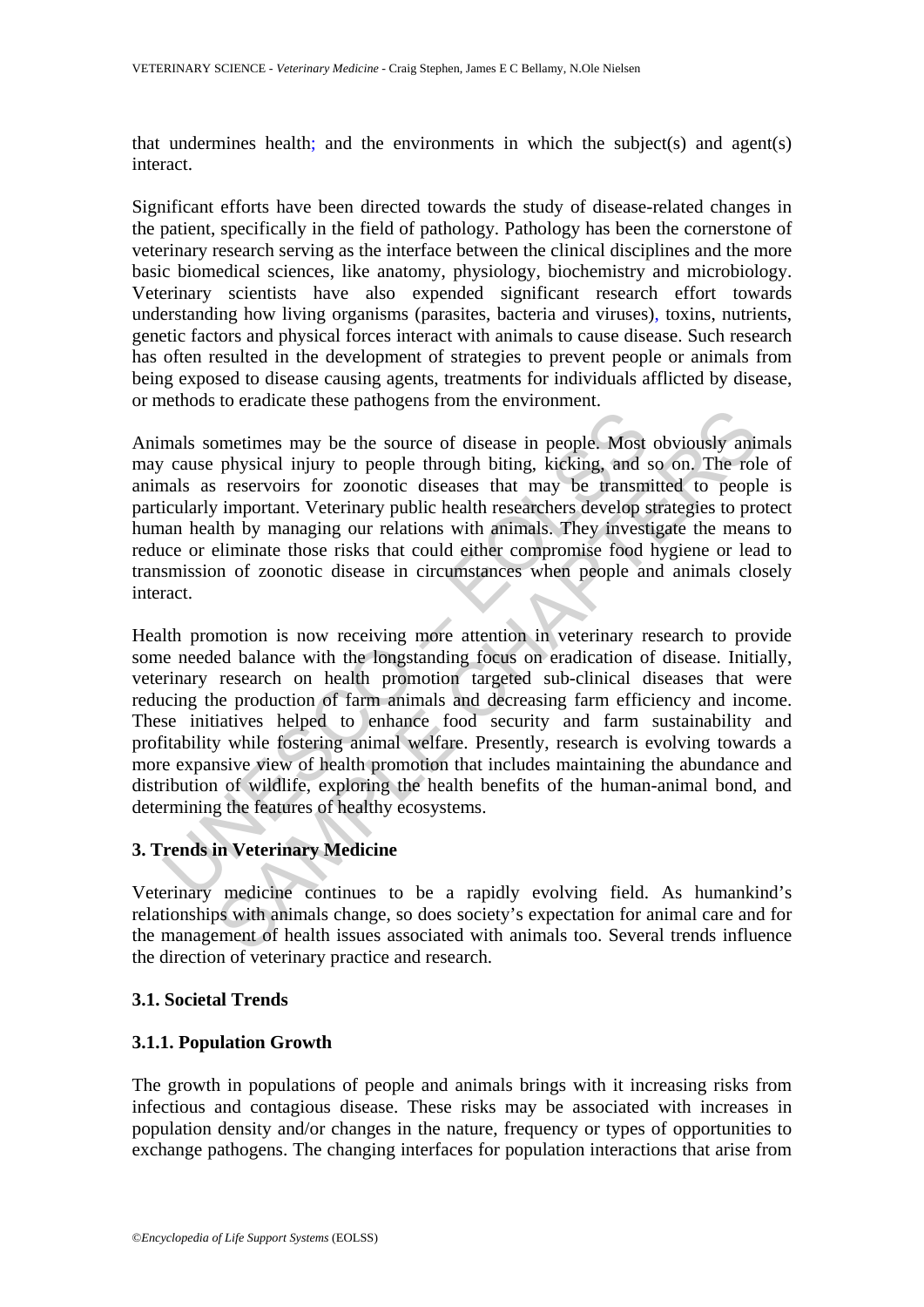that undermines health; and the environments in which the subject(s) and agent(s) interact.

Significant efforts have been directed towards the study of disease-related changes in the patient, specifically in the field of pathology. Pathology has been the cornerstone of veterinary research serving as the interface between the clinical disciplines and the more basic biomedical sciences, like anatomy, physiology, biochemistry and microbiology. Veterinary scientists have also expended significant research effort towards understanding how living organisms (parasites, bacteria and viruses), toxins, nutrients, genetic factors and physical forces interact with animals to cause disease. Such research has often resulted in the development of strategies to prevent people or animals from being exposed to disease causing agents, treatments for individuals afflicted by disease, or methods to eradicate these pathogens from the environment.

Animals sometimes may be the source of disease in people. Most obviously animals may cause physical injury to people through biting, kicking, and so on. The role of animals as reservoirs for zoonotic diseases that may be transmitted to people is particularly important. Veterinary public health researchers develop strategies to protect human health by managing our relations with animals. They investigate the means to reduce or eliminate those risks that could either compromise food hygiene or lead to transmission of zoonotic disease in circumstances when people and animals closely interact.

Health promotion is now receiving more attention in veterinary research to provide some needed balance with the longstanding focus on eradication of disease. Initially, veterinary research on health promotion targeted sub-clinical diseases that were reducing the production of farm animals and decreasing farm efficiency and income. These initiatives helped to enhance food security and farm sustainability and profitability while fostering animal welfare. Presently, research is evolving towards a more expansive view of health promotion that includes maintaining the abundance and distribution of wildlife, exploring the health benefits of the human-animal bond, and determining the features of healthy ecosystems.

## 3. Trends in Veterinary Medicine

Veterinary medicine continues to be a rapidly evolving field. As humankind's relationships with animals change, so does society's expectation for animal care and for the management of health issues associated with animals too. Several trends influence the direction of veterinary practice and research.

### 3.1. Societal Trends

#### 3.1.1. Population Growth

The growth in populations of people and animals brings with it increasing risks from infectious and contagious disease. These risks may be associated with increases in population density and/or changes in the nature, frequency or types of opportunities to exchange pathogens. The changing interfaces for population interactions that arise from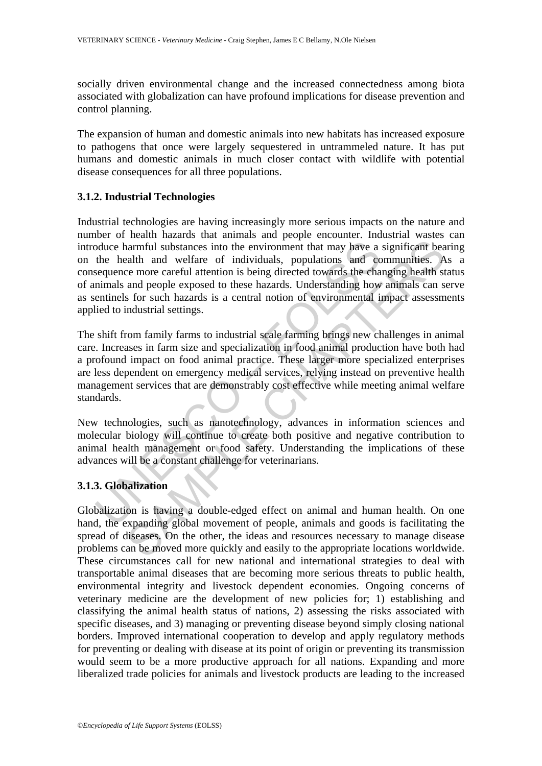socially driven environmental change and the increased connectedness among biota associated with globalization can have profound implications for disease prevention and control planning.

The expansion of human and domestic animals into new habitats has increased exposure to pathogens that once were largely sequestered in untrammeled nature. It has put humans and domestic animals in much closer contact with wildlife with potential disease consequences for all three populations.

### 3.1.2. Industrial Technologies

Industrial technologies are having increasingly more serious impacts on the nature and number of health hazards that animals and people encounter. Industrial wastes can introduce harmful substances into the environment that may have a significant bearing on the health and welfare of individuals, populations and communities. As a consequence more careful attention is being directed towards the changing health status of animals and people exposed to these hazards. Understanding how animals can serve as sentinels for such hazards is a central notion of environmental impact assessments applied to industrial settings.

The shift from family farms to industrial scale farming brings new challenges in animal care. Increases in farm size and specialization in food animal production have both had a profound impact on food animal practice. These larger more specialized enterprises are less dependent on emergency medical services, relying instead on preventive health management services that are demonstrably cost effective while meeting animal welfare standards.

New technologies, such as nanotechnology, advances in information sciences and molecular biology will continue to create both positive and negative contribution to animal health management or food safety. Understanding the implications of these advances will be a constant challenge for veterinarians.

### 3.1.3. Globalization

Globalization is having a double-edged effect on animal and human health. On one hand, the expanding global movement of people, animals and goods is facilitating the spread of diseases. On the other, the ideas and resources necessary to manage disease problems can be moved more quickly and easily to the appropriate locations worldwide. These circumstances call for new national and international strategies to deal with transportable animal diseases that are becoming more serious threats to public health, environmental integrity and livestock dependent economies. Ongoing concerns of veterinary medicine are the development of new policies for; 1) establishing and classifying the animal health status of nations, 2) assessing the risks associated with specific diseases, and 3) managing or preventing disease beyond simply closing national borders. Improved international cooperation to develop and apply regulatory methods for preventing or dealing with disease at its point of origin or preventing its transmission would seem to be a more productive approach for all nations. Expanding and more liberalized trade policies for animals and livestock products are leading to the increased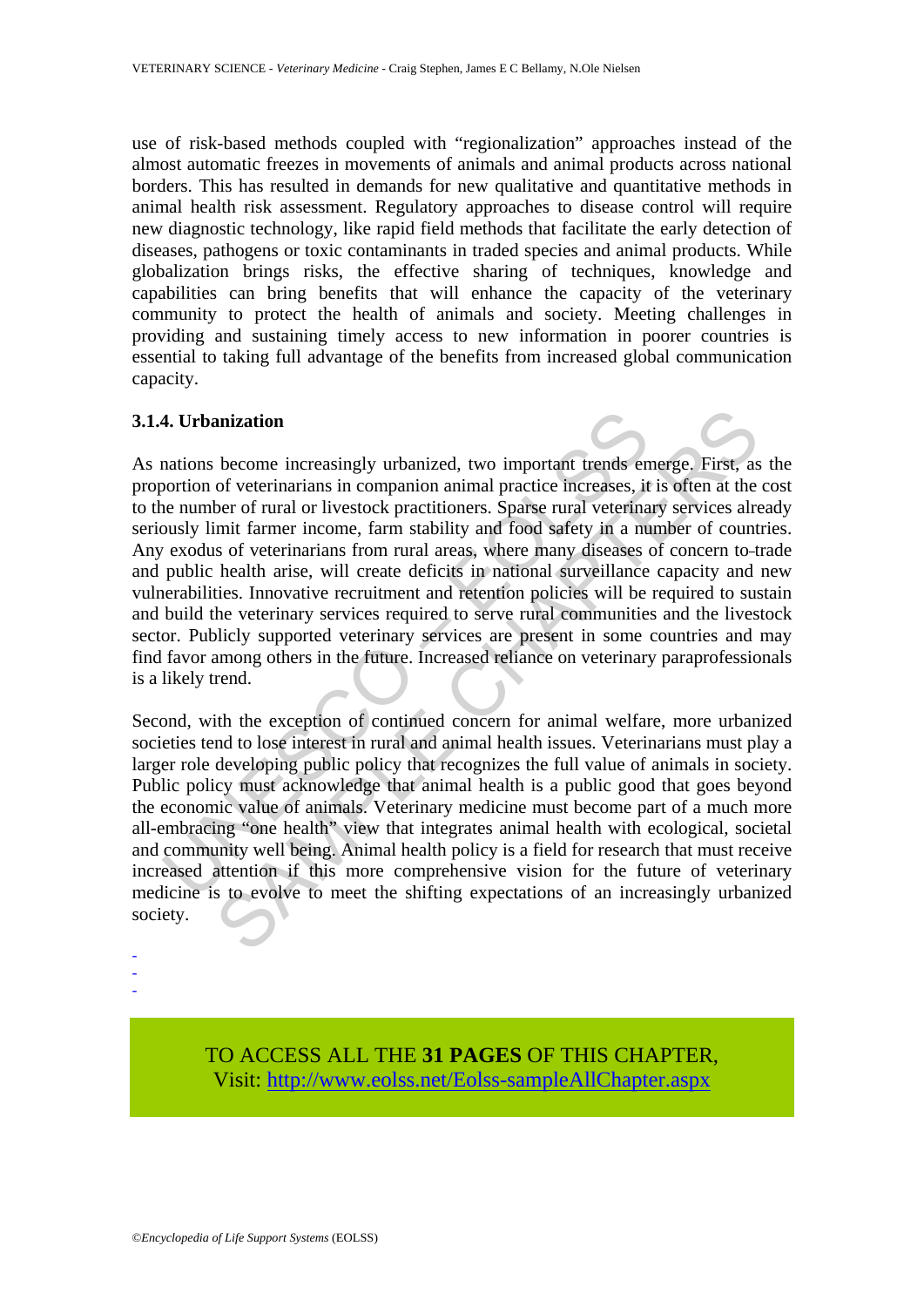use of risk-based methods coupled with "regionalization" approaches instead of the almost automatic freezes in movements of animals and animal products across national borders. This has resulted in demands for new qualitative and quantitative methods in animal health risk assessment. Regulatory approaches to disease control will require new diagnostic technology, like rapid field methods that facilitate the early detection of diseases, pathogens or toxic contaminants in traded species and animal products. While globalization brings risks, the effective sharing of techniques, knowledge and capabilities can bring benefits that will enhance the capacity of the veterinary community to protect the health of animals and society. Meeting challenges in providing and sustaining timely access to new information in poorer countries is essential to taking full advantage of the benefits from increased global communication capacity.

### 3.1.4. Urbanization

As nations become increasingly urbanized, two important trends emerge. First, as the proportion of veterinarians in companion animal practice increases, it is often at the cost to the number of rural or livestock practitioners. Sparse rural veterinary services already seriously limit farmer income, farm stability and food safety in a number of countries. Any exodus of veterinarians from rural areas, where many diseases of concern to trade and public health arise, will create deficits in national surveillance capacity and new vulnerabilities. Innovative recruitment and retention policies will be required to sustain and build the veterinary services required to serve rural communities and the livestock sector. Publicly supported veterinary services are present in some countries and may find favor among others in the future. Increased reliance on veterinary paraprofessionals is a likely trend.

Second, with the exception of continued concern for animal welfare, more urbanized societies tend to lose interest in rural and animal health issues. Veterinarians must play a larger role developing public policy that recognizes the full value of animals in society. Public policy must acknowledge that animal health is a public good that goes beyond the economic value of animals. Veterinary medicine must become part of a much more all-embracing "one health" view that integrates animal health with ecological, societal and community well being. Animal health policy is a field for research that must receive increased attention if this more comprehensive vision for the future of veterinary medicine is to evolve to meet the shifting expectations of an increasingly urbanized society.

-
-
-

TO ACCESS ALL THE **31 PAGES** OF THIS CHAPTER,
Visit: [http://www.eolss.net/Eolss-sampleAllChapter.aspx](http://www.eolss.net/Eolss-sampleAllChapter.aspx)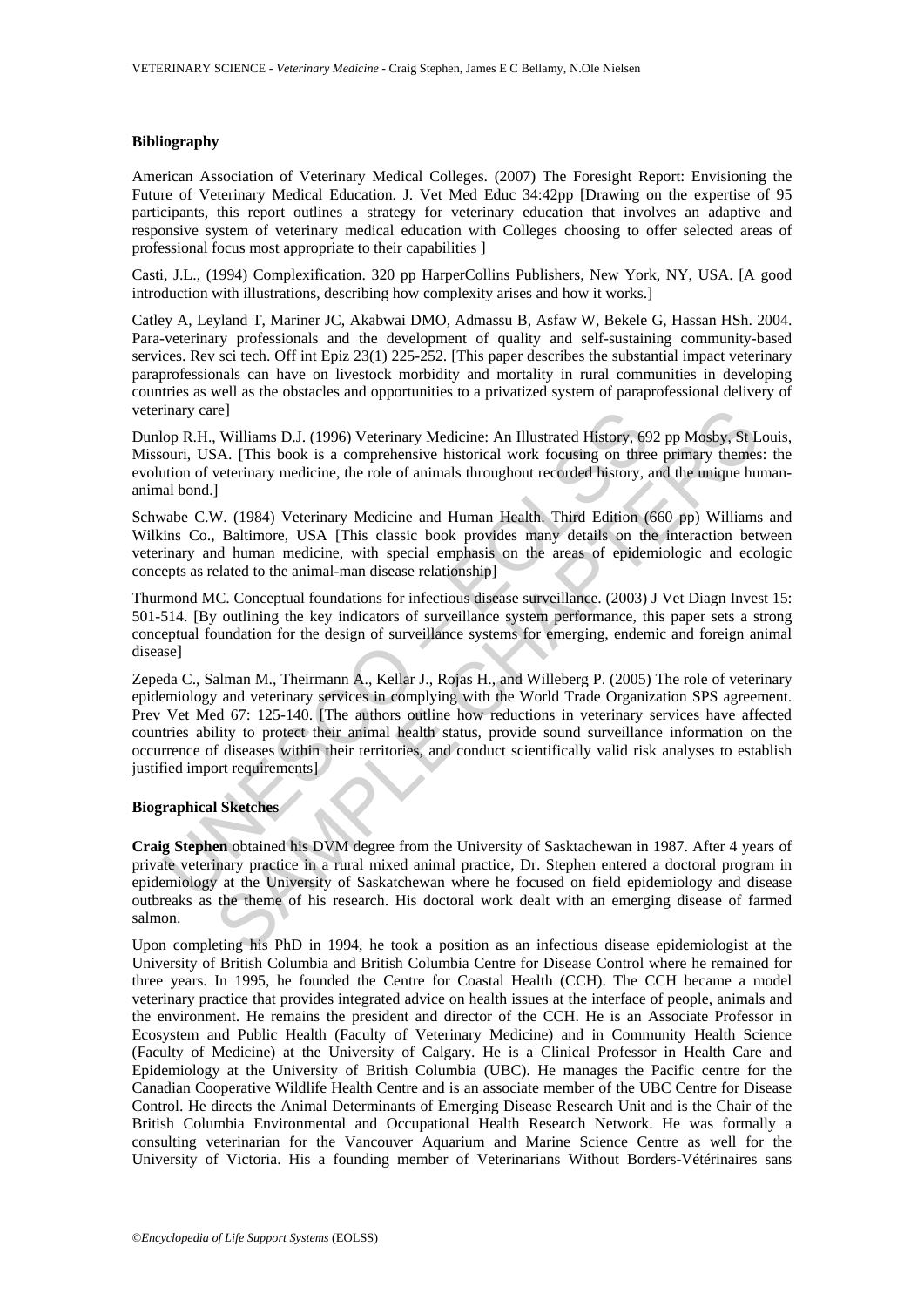### Bibliography

American Association of Veterinary Medical Colleges. (2007) The Foresight Report: Envisioning the Future of Veterinary Medical Education. J. Vet Med Educ 34:42pp [Drawing on the expertise of 95 participants, this report outlines a strategy for veterinary education that involves an adaptive and responsive system of veterinary medical education with Colleges choosing to offer selected areas of professional focus most appropriate to their capabilities ]

Casti, J.L., (1994) Complexification. 320 pp HarperCollins Publishers, New York, NY, USA. [A good introduction with illustrations, describing how complexity arises and how it works.]

Catley A, Leyland T, Mariner JC, Akabwai DMO, Admassu B, Asfaw W, Bekele G, Hassan HSh. 2004. Para-veterinary professionals and the development of quality and self-sustaining community-based services. Rev sci tech. Off int Epiz 23(1) 225-252. [This paper describes the substantial impact veterinary paraprofessionals can have on livestock morbidity and mortality in rural communities in developing countries as well as the obstacles and opportunities to a privatized system of paraprofessional delivery of veterinary care]

Dunlop R.H., Williams D.J. (1996) Veterinary Medicine: An Illustrated History, 692 pp Mosby, St Louis, Missouri, USA. [This book is a comprehensive historical work focusing on three primary themes: the evolution of veterinary medicine, the role of animals throughout recorded history, and the unique human-animal bond.]

Schwabe C.W. (1984) Veterinary Medicine and Human Health. Third Edition (660 pp) Williams and Wilkins Co., Baltimore, USA [This classic book provides many details on the interaction between veterinary and human medicine, with special emphasis on the areas of epidemiologic and ecologic concepts as related to the animal-man disease relationship]

Thurmond MC. Conceptual foundations for infectious disease surveillance. (2003) J Vet Diagn Invest 15: 501-514. [By outlining the key indicators of surveillance system performance, this paper sets a strong conceptual foundation for the design of surveillance systems for emerging, endemic and foreign animal disease]

Zepeda C., Salman M., Theirmann A., Kellar J., Rojas H., and Willeberg P. (2005) The role of veterinary epidemiology and veterinary services in complying with the World Trade Organization SPS agreement. Prev Vet Med 67: 125-140. [The authors outline how reductions in veterinary services have affected countries ability to protect their animal health status, provide sound surveillance information on the occurrence of diseases within their territories, and conduct scientifically valid risk analyses to establish justified import requirements]

### Biographical Sketches

**Craig Stephen** obtained his DVM degree from the University of Sasktachewan in 1987. After 4 years of private veterinary practice in a rural mixed animal practice, Dr. Stephen entered a doctoral program in epidemiology at the University of Saskatchewan where he focused on field epidemiology and disease outbreaks as the theme of his research. His doctoral work dealt with an emerging disease of farmed salmon.

Upon completing his PhD in 1994, he took a position as an infectious disease epidemiologist at the University of British Columbia and British Columbia Centre for Disease Control where he remained for three years. In 1995, he founded the Centre for Coastal Health (CCH). The CCH became a model veterinary practice that provides integrated advice on health issues at the interface of people, animals and the environment. He remains the president and director of the CCH. He is an Associate Professor in Ecosystem and Public Health (Faculty of Veterinary Medicine) and in Community Health Science (Faculty of Medicine) at the University of Calgary. He is a Clinical Professor in Health Care and Epidemiology at the University of British Columbia (UBC). He manages the Pacific centre for the Canadian Cooperative Wildlife Health Centre and is an associate member of the UBC Centre for Disease Control. He directs the Animal Determinants of Emerging Disease Research Unit and is the Chair of the British Columbia Environmental and Occupational Health Research Network. He was formally a consulting veterinarian for the Vancouver Aquarium and Marine Science Centre as well for the University of Victoria. His a founding member of Veterinarians Without Borders-Vétérinaires sans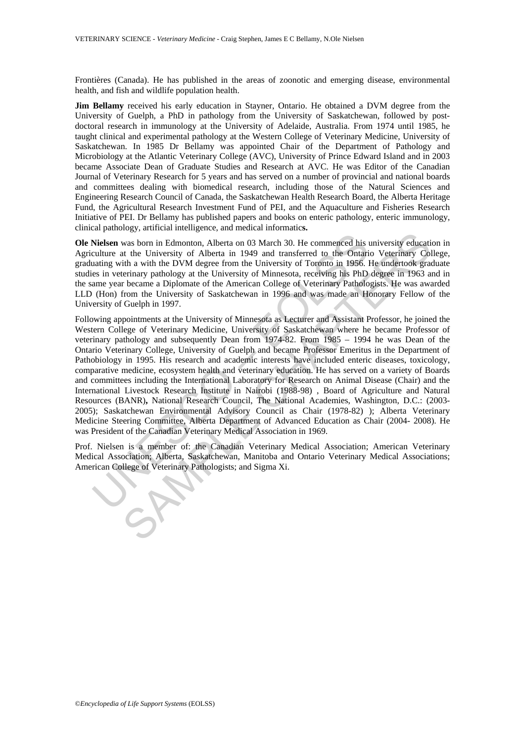Frontières (Canada). He has published in the areas of zoonotic and emerging disease, environmental health, and fish and wildlife population health.

**Jim Bellamy** received his early education in Stayner, Ontario. He obtained a DVM degree from the University of Guelph, a PhD in pathology from the University of Saskatchewan, followed by post-doctoral research in immunology at the University of Adelaide, Australia. From 1974 until 1985, he taught clinical and experimental pathology at the Western College of Veterinary Medicine, University of Saskatchewan. In 1985 Dr Bellamy was appointed Chair of the Department of Pathology and Microbiology at the Atlantic Veterinary College (AVC), University of Prince Edward Island and in 2003 became Associate Dean of Graduate Studies and Research at AVC. He was Editor of the Canadian Journal of Veterinary Research for 5 years and has served on a number of provincial and national boards and committees dealing with biomedical research, including those of the Natural Sciences and Engineering Research Council of Canada, the Saskatchewan Health Research Board, the Alberta Heritage Fund, the Agricultural Research Investment Fund of PEI, and the Aquaculture and Fisheries Research Initiative of PEI. Dr Bellamy has published papers and books on enteric pathology, enteric immunology, clinical pathology, artificial intelligence, and medical informatic**s.**

**Ole Nielsen** was born in Edmonton, Alberta on 03 March 30. He commenced his university education in Agriculture at the University of Alberta in 1949 and transferred to the Ontario Veterinary College, graduating with a with the DVM degree from the University of Toronto in 1956. He undertook graduate studies in veterinary pathology at the University of Minnesota, receiving his PhD degree in 1963 and in the same year became a Diplomate of the American College of Veterinary Pathologists. He was awarded LLD (Hon) from the University of Saskatchewan in 1996 and was made an Honorary Fellow of the University of Guelph in 1997.

Following appointments at the University of Minnesota as Lecturer and Assistant Professor, he joined the Western College of Veterinary Medicine, University of Saskatchewan where he became Professor of veterinary pathology and subsequently Dean from 1974-82. From 1985 – 1994 he was Dean of the Ontario Veterinary College, University of Guelph and became Professor Emeritus in the Department of Pathobiology in 1995. His research and academic interests have included enteric diseases, toxicology, comparative medicine, ecosystem health and veterinary education. He has served on a variety of Boards and committees including the International Laboratory for Research on Animal Disease (Chair) and the International Livestock Research Institute in Nairobi (1988-98) , Board of Agriculture and Natural Resources (BANR)**,** National Research Council, The National Academies, Washington, D.C.: (2003-2005); Saskatchewan Environmental Advisory Council as Chair (1978-82) ); Alberta Veterinary Medicine Steering Committee, Alberta Department of Advanced Education as Chair (2004- 2008). He was President of the Canadian Veterinary Medical Association in 1969.

Prof. Nielsen is a member of: the Canadian Veterinary Medical Association; American Veterinary Medical Association; Alberta, Saskatchewan, Manitoba and Ontario Veterinary Medical Associations; American College of Veterinary Pathologists; and Sigma Xi.